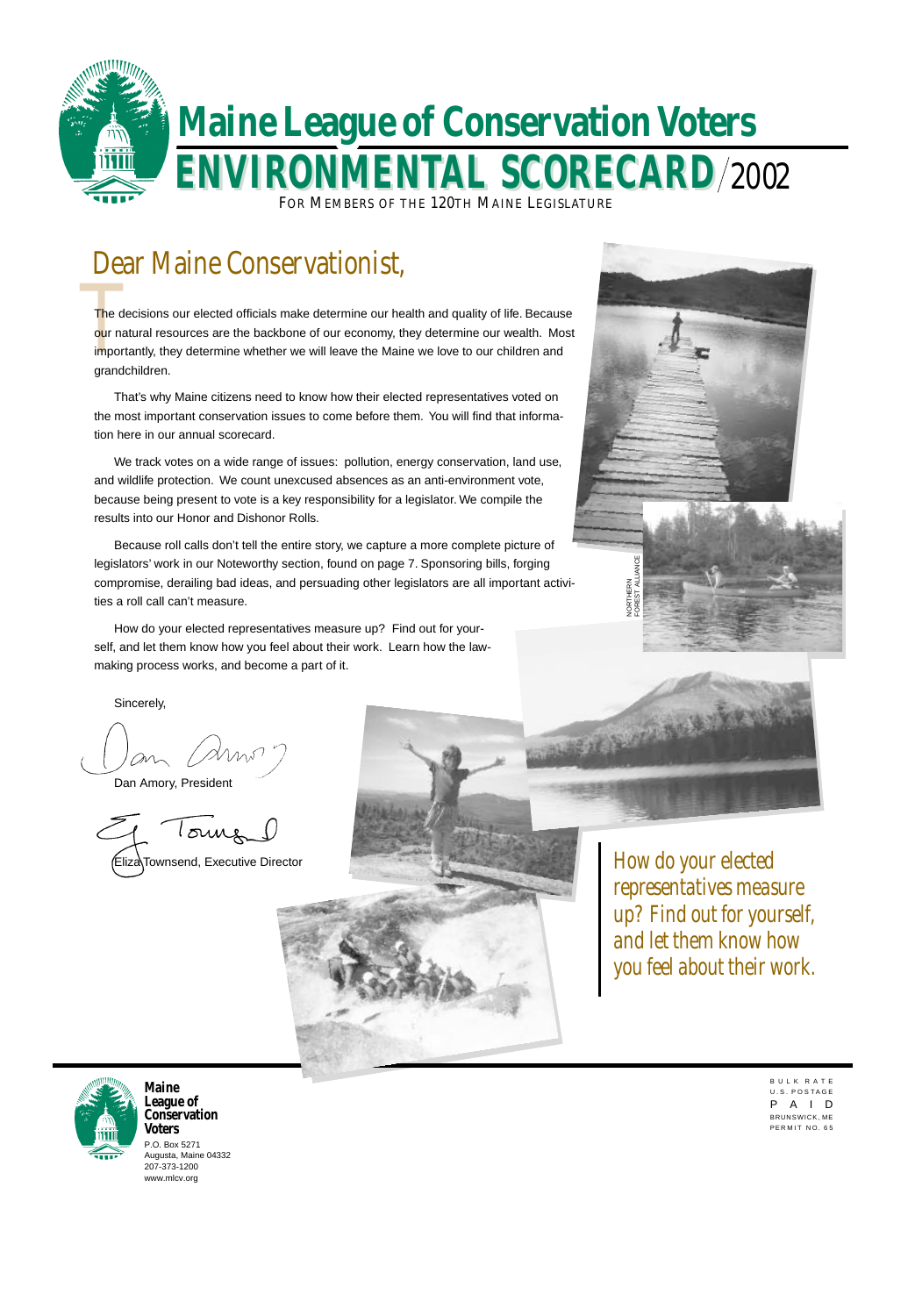# Maine League of Conservation Voters

# ENVIRONMENTAL SCORECARD/2002

FOR MEMBERS OF THE 120TH MAINE LEGISLATURE

## Dear Maine Conservationist,

The decisions our elected officials make determine our health and quality of life. Because our natural resources are the backbone of our economy, they determine our wealth. Most importantly, they determine whether we will leave the Maine we love to our children and grandchildren.

That's why Maine citizens need to know how their elected representatives voted on the most important conservation issues to come before them. You will find that information here in our annual scorecard.

We track votes on a wide range of issues: pollution, energy conservation, land use, and wildlife protection. We count unexcused absences as an anti-environment vote, because being present to vote is a key responsibility for a legislator. We compile the results into our Honor and Dishonor Rolls.

Because roll calls don't tell the entire story, we capture a more complete picture of legislators' work in our Noteworthy section, found on page 7. Sponsoring bills, forging compromise, derailing bad ideas, and persuading other legislators are all important activities a roll call can't measure.

How do your elected representatives measure up? Find out for yourself, and let them know how you feel about their work. Learn how the lawmaking process works, and become a part of it.

Sincerely,

Dan Amory, President

Eliza Townsend, Executive Director

NORTHERN FOREST ALLIANCE

*How do your elected representatives measure up? Find out for yourself, and let them know how you feel about their work.*

**Maine League of Conservation Voters**
P.O. Box 5271
Augusta, Maine 04332
207-373-1200
www.mlcv.org

BULK RATE
U.S. POSTAGE
PAID
BRUNSWICK, ME
PERMIT NO. 65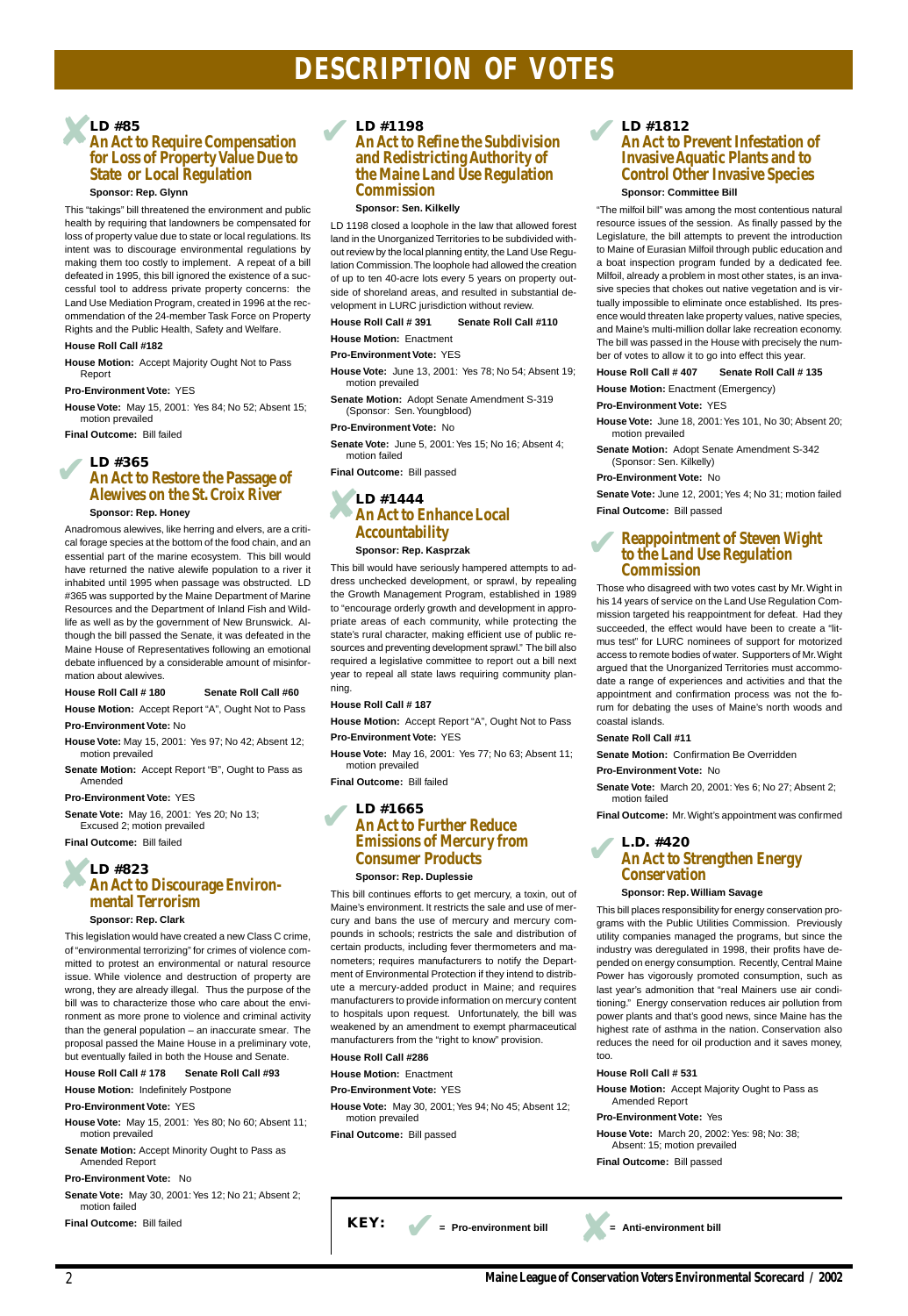# DESCRIPTION OF VOTES

## ✘ LD #85
### An Act to Require Compensation for Loss of Property Value Due to State or Local Regulation

**Sponsor: Rep. Glynn**

This "takings" bill threatened the environment and public health by requiring that landowners be compensated for loss of property value due to state or local regulations. Its intent was to discourage environmental regulations by making them too costly to implement. A repeat of a bill defeated in 1995, this bill ignored the existence of a successful tool to address private property concerns: the Land Use Mediation Program, created in 1996 at the recommendation of the 24-member Task Force on Property Rights and the Public Health, Safety and Welfare.

**House Roll Call #182**

**House Motion:** Accept Majority Ought Not to Pass Report

**Pro-Environment Vote:** YES

**House Vote:** May 15, 2001: Yes 84; No 52; Absent 15; motion prevailed

**Final Outcome:** Bill failed

## ✔ LD #365
### An Act to Restore the Passage of Alewives on the St. Croix River

**Sponsor: Rep. Honey**

Anadromous alewives, like herring and elvers, are a critical forage species at the bottom of the food chain, and an essential part of the marine ecosystem. This bill would have returned the native alewife population to a river it inhabited until 1995 when passage was obstructed. LD #365 was supported by the Maine Department of Marine Resources and the Department of Inland Fish and Wildlife as well as by the government of New Brunswick. Although the bill passed the Senate, it was defeated in the Maine House of Representatives following an emotional debate influenced by a considerable amount of misinformation about alewives.

**House Roll Call # 180** **Senate Roll Call #60**

**House Motion:** Accept Report "A", Ought Not to Pass

**Pro-Environment Vote:** No

**House Vote:** May 15, 2001: Yes 97; No 42; Absent 12; motion prevailed

**Senate Motion:** Accept Report "B", Ought to Pass as Amended

**Pro-Environment Vote:** YES

**Senate Vote:** May 16, 2001: Yes 20; No 13; Excused 2; motion prevailed

**Final Outcome:** Bill failed

## ✘ LD #823
### An Act to Discourage Environmental Terrorism

**Sponsor: Rep. Clark**

This legislation would have created a new Class C crime, of "environmental terrorizing" for crimes of violence committed to protest an environmental or natural resource issue. While violence and destruction of property are wrong, they are already illegal. Thus the purpose of the bill was to characterize those who care about the environment as more prone to violence and criminal activity than the general population – an inaccurate smear. The proposal passed the Maine House in a preliminary vote, but eventually failed in both the House and Senate.

**House Roll Call # 178** **Senate Roll Call #93**

**House Motion:** Indefinitely Postpone

**Pro-Environment Vote:** YES

**House Vote:** May 15, 2001: Yes 80; No 60; Absent 11; motion prevailed

**Senate Motion:** Accept Minority Ought to Pass as Amended Report

**Pro-Environment Vote:** No

**Senate Vote:** May 30, 2001: Yes 12; No 21; Absent 2; motion failed

**Final Outcome:** Bill failed

## ✔ LD #1198
### An Act to Refine the Subdivision and Redistricting Authority of the Maine Land Use Regulation Commission

**Sponsor: Sen. Kilkelly**

LD 1198 closed a loophole in the law that allowed forest land in the Unorganized Territories to be subdivided without review by the local planning entity, the Land Use Regulation Commission. The loophole had allowed the creation of up to ten 40-acre lots every 5 years on property outside of shoreland areas, and resulted in substantial development in LURC jurisdiction without review.

**House Roll Call # 391** **Senate Roll Call #110**

**House Motion:** Enactment

**Pro-Environment Vote:** YES

**House Vote:** June 13, 2001: Yes 78; No 54; Absent 19; motion prevailed

**Senate Motion:** Adopt Senate Amendment S-319 (Sponsor: Sen. Youngblood)

**Pro-Environment Vote:** No

**Senate Vote:** June 5, 2001: Yes 15; No 16; Absent 4; motion failed

**Final Outcome:** Bill passed

## ✘ LD #1444
### An Act to Enhance Local Accountability

**Sponsor: Rep. Kasprzak**

This bill would have seriously hampered attempts to address unchecked development, or sprawl, by repealing the Growth Management Program, established in 1989 to "encourage orderly growth and development in appropriate areas of each community, while protecting the state's rural character, making efficient use of public resources and preventing development sprawl." The bill also required a legislative committee to report out a bill next year to repeal all state laws requiring community planning.

**House Roll Call # 187**

**House Motion:** Accept Report "A", Ought Not to Pass

**Pro-Environment Vote:** YES

**House Vote:** May 16, 2001: Yes 77; No 63; Absent 11; motion prevailed

**Final Outcome:** Bill failed

## ✔ LD #1665
### An Act to Further Reduce Emissions of Mercury from Consumer Products

**Sponsor: Rep. Duplessie**

This bill continues efforts to get mercury, a toxin, out of Maine's environment. It restricts the sale and use of mercury and bans the use of mercury and mercury compounds in schools; restricts the sale and distribution of certain products, including fever thermometers and manometers; requires manufacturers to notify the Department of Environmental Protection if they intend to distribute a mercury-added product in Maine; and requires manufacturers to provide information on mercury content to hospitals upon request. Unfortunately, the bill was weakened by an amendment to exempt pharmaceutical manufacturers from the "right to know" provision.

**House Roll Call #286**

**House Motion:** Enactment

**Pro-Environment Vote:** YES

**House Vote:** May 30, 2001; Yes 94; No 45; Absent 12; motion prevailed

**Final Outcome:** Bill passed

## ✔ LD #1812
### An Act to Prevent Infestation of Invasive Aquatic Plants and to Control Other Invasive Species

**Sponsor: Committee Bill**

"The milfoil bill" was among the most contentious natural resource issues of the session. As finally passed by the Legislature, the bill attempts to prevent the introduction to Maine of Eurasian Milfoil through public education and a boat inspection program funded by a dedicated fee. Milfoil, already a problem in most other states, is an invasive species that chokes out native vegetation and is virtually impossible to eliminate once established. Its presence would threaten lake property values, native species, and Maine's multi-million dollar lake recreation economy. The bill was passed in the House with precisely the number of votes to allow it to go into effect this year.

**House Roll Call # 407** **Senate Roll Call # 135**

**House Motion:** Enactment (Emergency)

**Pro-Environment Vote:** YES

**House Vote:** June 18, 2001: Yes 101, No 30; Absent 20; motion prevailed

**Senate Motion:** Adopt Senate Amendment S-342 (Sponsor: Sen. Kilkelly)

**Pro-Environment Vote:** No

**Senate Vote:** June 12, 2001; Yes 4; No 31; motion failed

**Final Outcome:** Bill passed

## ✔ Reappointment of Steven Wight to the Land Use Regulation Commission

Those who disagreed with two votes cast by Mr. Wight in his 14 years of service on the Land Use Regulation Commission targeted his reappointment for defeat. Had they succeeded, the effect would have been to create a "litmus test" for LURC nominees of support for motorized access to remote bodies of water. Supporters of Mr. Wight argued that the Unorganized Territories must accommodate a range of experiences and activities and that the appointment and confirmation process was not the forum for debating the uses of Maine's north woods and coastal islands.

**Senate Roll Call #11**

**Senate Motion:** Confirmation Be Overridden

**Pro-Environment Vote:** No

**Senate Vote:** March 20, 2001: Yes 6; No 27; Absent 2; motion failed

**Final Outcome:** Mr. Wight's appointment was confirmed

## ✔ L.D. #420
### An Act to Strengthen Energy Conservation

**Sponsor: Rep. William Savage**

This bill places responsibility for energy conservation programs with the Public Utilities Commission. Previously utility companies managed the programs, but since the industry was deregulated in 1998, their profits have depended on energy consumption. Recently, Central Maine Power has vigorously promoted consumption, such as last year's admonition that "real Mainers use air conditioning." Energy conservation reduces air pollution from power plants and that's good news, since Maine has the highest rate of asthma in the nation. Conservation also reduces the need for oil production and it saves money, too.

**House Roll Call # 531**

**House Motion:** Accept Majority Ought to Pass as Amended Report

**Pro-Environment Vote:** Yes

**House Vote:** March 20, 2002: Yes: 98; No: 38; Absent: 15; motion prevailed

**Final Outcome:** Bill passed

**KEY:** ✔ = **Pro-environment bill** ✘ = **Anti-environment bill**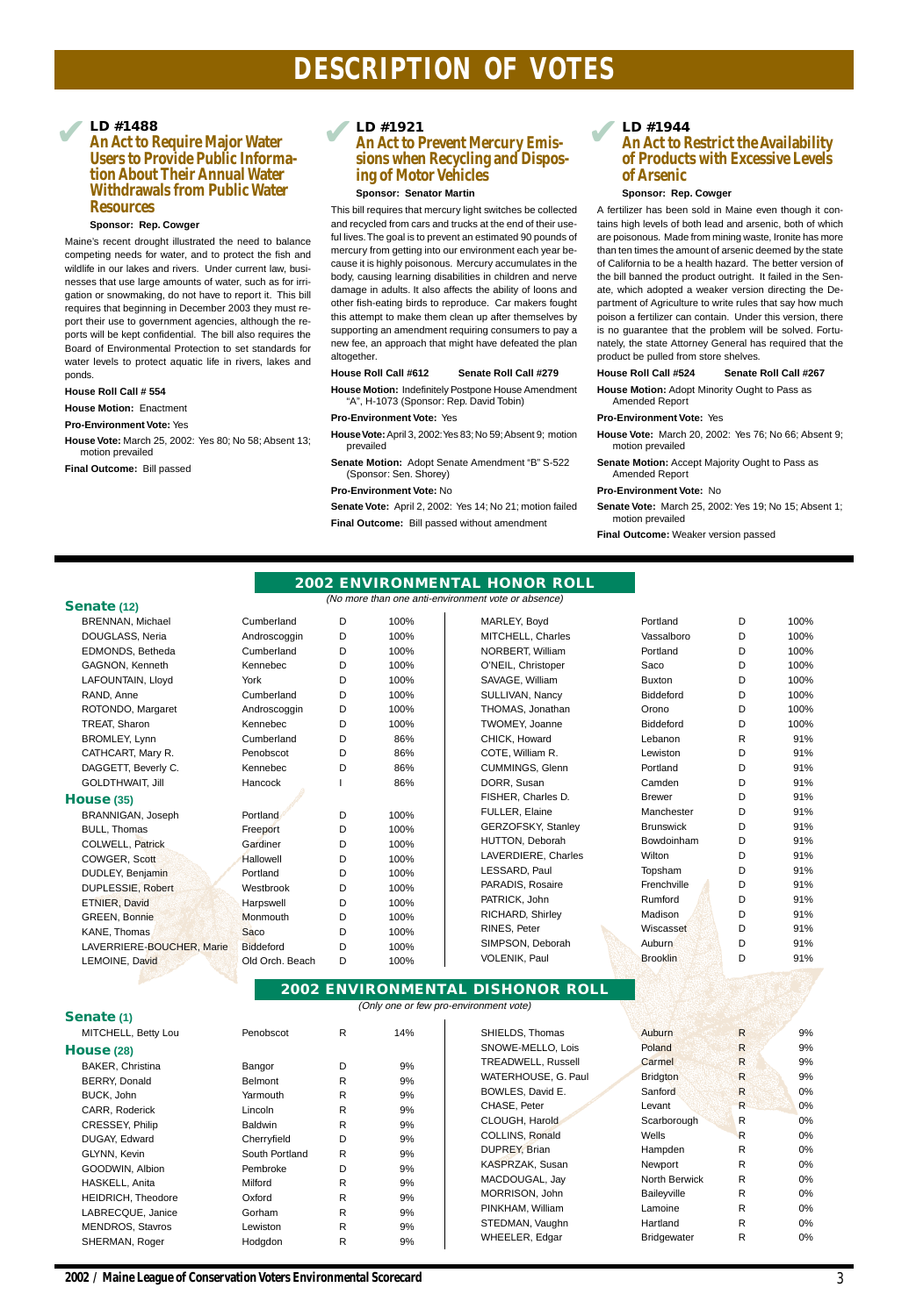# DESCRIPTION OF VOTES

## LD #1488

### An Act to Require Major Water Users to Provide Public Information About Their Annual Water Withdrawals from Public Water Resources

**Sponsor: Rep. Cowger**

Maine's recent drought illustrated the need to balance competing needs for water, and to protect the fish and wildlife in our lakes and rivers. Under current law, businesses that use large amounts of water, such as for irrigation or snowmaking, do not have to report it. This bill requires that beginning in December 2003 they must report their use to government agencies, although the reports will be kept confidential. The bill also requires the Board of Environmental Protection to set standards for water levels to protect aquatic life in rivers, lakes and ponds.

**House Roll Call # 554**

**House Motion:** Enactment

**Pro-Environment Vote:** Yes

**House Vote:** March 25, 2002: Yes 80; No 58; Absent 13; motion prevailed

**Final Outcome:** Bill passed

## LD #1921

### An Act to Prevent Mercury Emissions when Recycling and Disposing of Motor Vehicles

**Sponsor: Senator Martin**

This bill requires that mercury light switches be collected and recycled from cars and trucks at the end of their useful lives. The goal is to prevent an estimated 90 pounds of mercury from getting into our environment each year because it is highly poisonous. Mercury accumulates in the body, causing learning disabilities in children and nerve damage in adults. It also affects the ability of loons and other fish-eating birds to reproduce. Car makers fought this attempt to make them clean up after themselves by supporting an amendment requiring consumers to pay a new fee, an approach that might have defeated the plan altogether.

**House Roll Call #612** **Senate Roll Call #279**

**House Motion:** Indefinitely Postpone House Amendment "A", H-1073 (Sponsor: Rep. David Tobin)

**Pro-Environment Vote:** Yes

**House Vote:** April 3, 2002: Yes 83; No 59; Absent 9; motion prevailed

**Senate Motion:** Adopt Senate Amendment "B" S-522 (Sponsor: Sen. Shorey)

**Pro-Environment Vote:** No

**Senate Vote:** April 2, 2002: Yes 14; No 21; motion failed

**Final Outcome:** Bill passed without amendment

## LD #1944

### An Act to Restrict the Availability of Products with Excessive Levels of Arsenic

**Sponsor: Rep. Cowger**

A fertilizer has been sold in Maine even though it contains high levels of both lead and arsenic, both of which are poisonous. Made from mining waste, Ironite has more than ten times the amount of arsenic deemed by the state of California to be a health hazard. The better version of the bill banned the product outright. It failed in the Senate, which adopted a weaker version directing the Department of Agriculture to write rules that say how much poison a fertilizer can contain. Under this version, there is no guarantee that the problem will be solved. Fortunately, the state Attorney General has required that the product be pulled from store shelves.

**House Roll Call #524** **Senate Roll Call #267**

**House Motion:** Adopt Minority Ought to Pass as Amended Report

**Pro-Environment Vote:** Yes

**House Vote:** March 20, 2002: Yes 76; No 66; Absent 9; motion prevailed

**Senate Motion:** Accept Majority Ought to Pass as Amended Report

**Pro-Environment Vote:** No

**Senate Vote:** March 25, 2002: Yes 19; No 15; Absent 1; motion prevailed

**Final Outcome:** Weaker version passed

## 2002 ENVIRONMENTAL HONOR ROLL

*(No more than one anti-environment vote or absence)*

### Senate (12)

| Name | Town/County | Party | Score |
|---|---|---|---|
| BRENNAN, Michael | Cumberland | D | 100% |
| DOUGLASS, Neria | Androscoggin | D | 100% |
| EDMONDS, Betheda | Cumberland | D | 100% |
| GAGNON, Kenneth | Kennebec | D | 100% |
| LAFOUNTAIN, Lloyd | York | D | 100% |
| RAND, Anne | Cumberland | D | 100% |
| ROTONDO, Margaret | Androscoggin | D | 100% |
| TREAT, Sharon | Kennebec | D | 100% |
| BROMLEY, Lynn | Cumberland | D | 86% |
| CATHCART, Mary R. | Penobscot | D | 86% |
| DAGGETT, Beverly C. | Kennebec | D | 86% |
| GOLDTHWAIT, Jill | Hancock | I | 86% |

### House (35)

| Name | Town | Party | Score |
|---|---|---|---|
| BRANNIGAN, Joseph | Portland | D | 100% |
| BULL, Thomas | Freeport | D | 100% |
| COLWELL, Patrick | Gardiner | D | 100% |
| COWGER, Scott | Hallowell | D | 100% |
| DUDLEY, Benjamin | Portland | D | 100% |
| DUPLESSIE, Robert | Westbrook | D | 100% |
| ETNIER, David | Harpswell | D | 100% |
| GREEN, Bonnie | Monmouth | D | 100% |
| KANE, Thomas | Saco | D | 100% |
| LAVERRIERE-BOUCHER, Marie | Biddeford | D | 100% |
| LEMOINE, David | Old Orch. Beach | D | 100% |
| MARLEY, Boyd | Portland | D | 100% |
| MITCHELL, Charles | Vassalboro | D | 100% |
| NORBERT, William | Portland | D | 100% |
| O'NEIL, Christoper | Saco | D | 100% |
| SAVAGE, William | Buxton | D | 100% |
| SULLIVAN, Nancy | Biddeford | D | 100% |
| THOMAS, Jonathan | Orono | D | 100% |
| TWOMEY, Joanne | Biddeford | D | 100% |
| CHICK, Howard | Lebanon | R | 91% |
| COTE, William R. | Lewiston | D | 91% |
| CUMMINGS, Glenn | Portland | D | 91% |
| DORR, Susan | Camden | D | 91% |
| FISHER, Charles D. | Brewer | D | 91% |
| FULLER, Elaine | Manchester | D | 91% |
| GERZOFSKY, Stanley | Brunswick | D | 91% |
| HUTTON, Deborah | Bowdoinham | D | 91% |
| LAVERDIERE, Charles | Wilton | D | 91% |
| LESSARD, Paul | Topsham | D | 91% |
| PARADIS, Rosaire | Frenchville | D | 91% |
| PATRICK, John | Rumford | D | 91% |
| RICHARD, Shirley | Madison | D | 91% |
| RINES, Peter | Wiscasset | D | 91% |
| SIMPSON, Deborah | Auburn | D | 91% |
| VOLENIK, Paul | Brooklin | D | 91% |

## 2002 ENVIRONMENTAL DISHONOR ROLL

*(Only one or few pro-environment vote)*

### Senate (1)

| Name | County | Party | Score |
|---|---|---|---|
| MITCHELL, Betty Lou | Penobscot | R | 14% |

### House (28)

| Name | Town | Party | Score |
|---|---|---|---|
| BAKER, Christina | Bangor | D | 9% |
| BERRY, Donald | Belmont | R | 9% |
| BUCK, John | Yarmouth | R | 9% |
| CARR, Roderick | Lincoln | R | 9% |
| CRESSEY, Philip | Baldwin | R | 9% |
| DUGAY, Edward | Cherryfield | D | 9% |
| GLYNN, Kevin | South Portland | R | 9% |
| GOODWIN, Albion | Pembroke | D | 9% |
| HASKELL, Anita | Milford | R | 9% |
| HEIDRICH, Theodore | Oxford | R | 9% |
| LABRECQUE, Janice | Gorham | R | 9% |
| MENDROS, Stavros | Lewiston | R | 9% |
| SHERMAN, Roger | Hodgdon | R | 9% |
| SHIELDS, Thomas | Auburn | R | 9% |
| SNOWE-MELLO, Lois | Poland | R | 9% |
| TREADWELL, Russell | Carmel | R | 9% |
| WATERHOUSE, G. Paul | Bridgton | R | 9% |
| BOWLES, David E. | Sanford | R | 0% |
| CHASE, Peter | Levant | R | 0% |
| CLOUGH, Harold | Scarborough | R | 0% |
| COLLINS, Ronald | Wells | R | 0% |
| DUPREY, Brian | Hampden | R | 0% |
| KASPRZAK, Susan | Newport | R | 0% |
| MACDOUGAL, Jay | North Berwick | R | 0% |
| MORRISON, John | Baileyville | R | 0% |
| PINKHAM, William | Lamoine | R | 0% |
| STEDMAN, Vaughn | Hartland | R | 0% |
| WHEELER, Edgar | Bridgewater | R | 0% |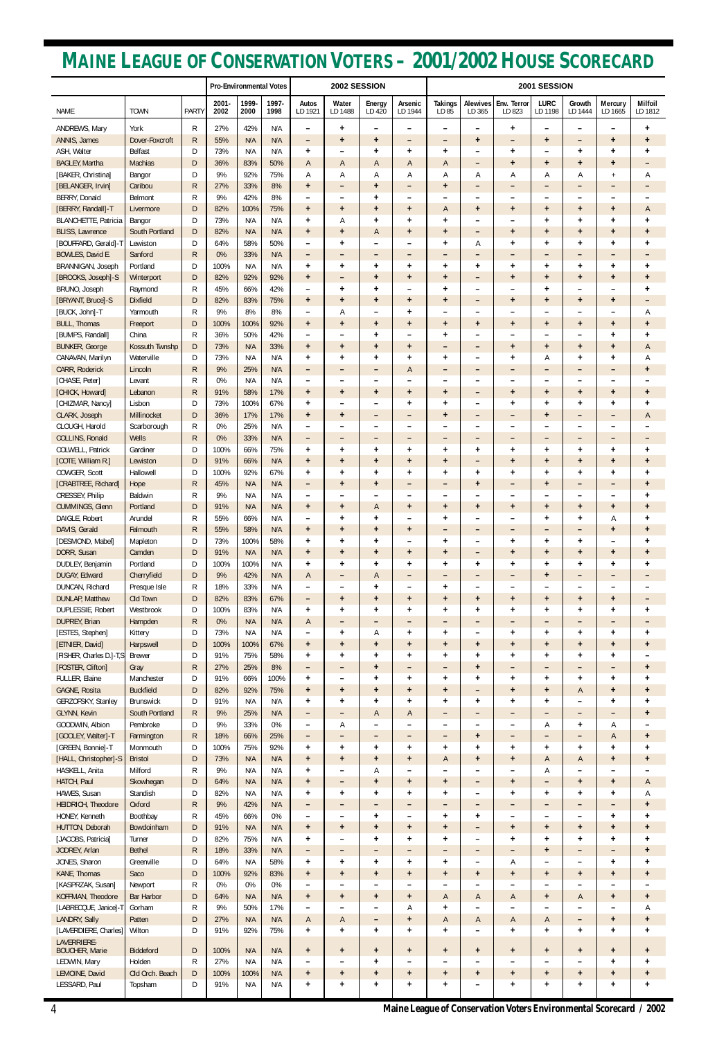# MAINE LEAGUE OF CONSERVATION VOTERS – 2001/2002 HOUSE SCORECARD

| | | | Pro-Environmental Votes | | | 2002 SESSION | | | | 2001 SESSION | | | | | | |
|---|---|---|---|---|---|---|---|---|---|---|---|---|---|---|---|---|
| NAME | TOWN | PARTY | 2001-2002 | 1999-2000 | 1997-1998 | Autos LD 1921 | Water LD 1488 | Energy LD 420 | Arsenic LD 1944 | Takings LD 85 | Alewives LD 365 | Env. Terror LD 823 | LURC LD 1198 | Growth LD 1444 | Mercury LD 1665 | Milfoil LD 1812 |
| ANDREWS, Mary | York | R | 27% | 42% | N/A | – | + | – | – | – | – | + | – | – | – | + |
| ANNIS, James | Dover-Foxcroft | R | 55% | N/A | N/A | – | + | + | – | – | + | – | + | – | + | + |
| ASH, Walter | Belfast | D | 73% | N/A | N/A | + | – | + | + | + | – | + | – | + | + | + |
| BAGLEY, Martha | Machias | D | 36% | 83% | 50% | A | A | A | A | A | – | + | + | + | + | – |
| [BAKER, Christina] | Bangor | D | 9% | 92% | 75% | A | A | A | A | A | A | A | A | A | + | A |
| [BELANGER, Irvin] | Caribou | R | 27% | 33% | 8% | + | – | + | – | + | – | – | – | – | – | – |
| BERRY, Donald | Belmont | R | 9% | 42% | 8% | – | – | + | – | – | – | – | – | – | – | – |
| [BERRY, Randall]-T | Livermore | D | 82% | 100% | 75% | + | + | + | + | A | + | + | + | + | + | A |
| BLANCHETTE, Patricia | Bangor | D | 73% | N/A | N/A | + | A | + | + | + | – | – | + | + | + | + |
| BLISS, Lawrence | South Portland | D | 82% | N/A | N/A | + | + | A | + | + | – | + | + | + | + | + |
| [BOUFFARD, Gerald]-T | Lewiston | D | 64% | 58% | 50% | – | + | – | – | + | A | + | + | + | + | + |
| BOWLES, David E. | Sanford | R | 0% | 33% | N/A | – | – | – | – | – | – | – | – | – | – | – |
| BRANNIGAN, Joseph | Portland | D | 100% | N/A | N/A | + | + | + | + | + | + | + | + | + | + | + |
| [BROOKS, Joseph]-S | Winterport | D | 82% | 92% | 92% | + | – | + | + | + | – | + | + | + | + | + |
| BRUNO, Joseph | Raymond | R | 45% | 66% | 42% | – | + | + | – | + | – | – | + | – | – | + |
| [BRYANT, Bruce]-S | Dixfield | D | 82% | 83% | 75% | + | + | + | + | + | – | + | + | + | + | – |
| [BUCK, John]-T | Yarmouth | R | 9% | 8% | 8% | – | A | – | + | – | – | – | – | – | – | A |
| BULL, Thomas | Freeport | D | 100% | 100% | 92% | + | + | + | + | + | + | + | + | + | + | + |
| [BUMPS, Randall] | China | R | 36% | 50% | 42% | – | – | + | – | + | – | – | – | – | + | + |
| BUNKER, George | Kossuth Twnshp | D | 73% | N/A | 33% | + | + | + | + | – | – | + | + | + | + | A |
| CANAVAN, Marilyn | Waterville | D | 73% | N/A | N/A | + | + | + | + | + | – | + | A | + | + | A |
| CARR, Roderick | Lincoln | R | 9% | 25% | N/A | – | – | – | A | – | – | – | – | – | – | + |
| [CHASE, Peter] | Levant | R | 0% | N/A | N/A | – | – | – | – | – | – | – | – | – | – | – |
| [CHICK, Howard] | Lebanon | R | 91% | 58% | 17% | + | + | + | + | + | – | + | + | + | + | + |
| [CHIZMAR, Nancy] | Lisbon | D | 73% | 100% | 67% | + | – | – | + | + | – | + | + | + | + | + |
| CLARK, Joseph | Millinocket | D | 36% | 17% | 17% | + | + | – | – | + | – | – | + | – | – | A |
| CLOUGH, Harold | Scarborough | R | 0% | 25% | N/A | – | – | – | – | – | – | – | – | – | – | – |
| COLLINS, Ronald | Wells | R | 0% | 33% | N/A | – | – | – | – | – | – | – | – | – | – | – |
| COLWELL, Patrick | Gardiner | D | 100% | 66% | 75% | + | + | + | + | + | + | + | + | + | + | + |
| [COTE, William R.] | Lewiston | D | 91% | 66% | N/A | + | + | + | + | + | – | + | + | + | + | + |
| COWGER, Scott | Hallowell | D | 100% | 92% | 67% | + | + | + | + | + | + | + | + | + | + | + |
| [CRABTREE, Richard] | Hope | R | 45% | N/A | N/A | – | + | + | – | – | + | – | + | – | – | + |
| CRESSEY, Philip | Baldwin | R | 9% | N/A | N/A | – | – | – | – | – | – | – | – | – | – | + |
| CUMMINGS, Glenn | Portland | D | 91% | N/A | N/A | + | + | A | + | + | + | + | + | + | + | + |
| DAIGLE, Robert | Arundel | R | 55% | 66% | N/A | – | + | + | – | + | – | – | + | + | A | + |
| DAVIS, Gerald | Falmouth | R | 55% | 58% | N/A | + | + | + | + | – | – | – | – | – | + | + |
| [DESMOND, Mabel] | Mapleton | D | 73% | 100% | 58% | + | + | + | – | + | – | + | + | + | – | + |
| DORR, Susan | Camden | D | 91% | N/A | N/A | + | + | + | + | + | – | + | + | + | + | + |
| DUDLEY, Benjamin | Portland | D | 100% | 100% | N/A | + | + | + | + | + | + | + | + | + | + | + |
| DUGAY, Edward | Cherryfield | D | 9% | 42% | N/A | A | – | A | – | – | – | – | + | – | – | – |
| DUNCAN, Richard | Presque Isle | R | 18% | 33% | N/A | – | – | + | – | + | – | – | – | – | – | – |
| DUNLAP, Matthew | Old Town | D | 82% | 83% | 67% | – | + | + | + | + | + | + | + | + | + | – |
| DUPLESSIE, Robert | Westbrook | D | 100% | 83% | N/A | + | + | + | + | + | + | + | + | + | + | + |
| DUPREY, Brian | Hampden | R | 0% | N/A | N/A | A | – | – | – | – | – | – | – | – | – | – |
| [ESTES, Stephen] | Kittery | D | 73% | N/A | N/A | – | + | A | + | + | – | + | + | + | + | + |
| [ETNIER, David] | Harpswell | D | 100% | 100% | 67% | + | + | + | + | + | + | + | + | + | + | + |
| [FISHER, Charles D.]-T,S | Brewer | D | 91% | 75% | 58% | + | + | + | + | + | + | + | + | + | + | – |
| [FOSTER, Clifton] | Gray | R | 27% | 25% | 8% | – | – | + | – | – | + | – | – | – | – | + |
| FULLER, Elaine | Manchester | D | 91% | 66% | 100% | + | – | + | + | + | + | + | + | + | + | + |
| GAGNE, Rosita | Buckfield | D | 82% | 92% | 75% | + | + | + | + | + | – | + | + | A | + | + |
| GERZOFSKY, Stanley | Brunswick | D | 91% | N/A | N/A | + | + | + | + | + | + | + | + | – | + | + |
| GLYNN, Kevin | South Portland | R | 9% | 25% | N/A | – | – | A | A | – | – | – | – | – | – | + |
| GOODWIN, Albion | Pembroke | D | 9% | 33% | 0% | – | A | – | – | – | – | – | A | + | A | – |
| [GOOLEY, Walter]-T | Farmington | R | 18% | 66% | 25% | – | – | – | – | – | + | – | – | – | A | + |
| [GREEN, Bonnie]-T | Monmouth | D | 100% | 75% | 92% | + | + | + | + | + | + | + | + | + | + | + |
| [HALL, Christopher]-S | Bristol | D | 73% | N/A | N/A | + | + | + | + | A | + | + | A | A | + | + |
| HASKELL, Anita | Milford | R | 9% | N/A | N/A | + | – | A | – | – | – | – | A | – | – | – |
| HATCH, Paul | Skowhegan | D | 64% | N/A | N/A | + | – | + | + | + | – | + | – | + | + | A |
| HAWES, Susan | Standish | D | 82% | N/A | N/A | + | + | + | + | + | – | + | + | + | + | A |
| HEIDRICH, Theodore | Oxford | R | 9% | 42% | N/A | – | – | – | – | – | – | – | – | – | – | + |
| HONEY, Kenneth | Boothbay | R | 45% | 66% | 0% | – | – | + | – | + | + | – | – | – | + | + |
| HUTTON, Deborah | Bowdoinham | D | 91% | N/A | N/A | + | + | + | + | + | – | + | + | + | + | + |
| [JACOBS, Patricia] | Turner | D | 82% | 75% | N/A | + | – | + | + | + | – | + | + | + | + | + |
| JODREY, Arlan | Bethel | R | 18% | 33% | N/A | – | – | – | – | – | – | – | + | – | – | + |
| JONES, Sharon | Greenville | D | 64% | N/A | 58% | + | + | + | + | + | – | A | – | – | + | + |
| KANE, Thomas | Saco | D | 100% | 92% | 83% | + | + | + | + | + | + | + | + | + | + | + |
| [KASPRZAK, Susan] | Newport | R | 0% | 0% | 0% | – | – | – | – | – | – | – | – | – | – | – |
| KOFFMAN, Theodore | Bar Harbor | D | 64% | N/A | N/A | + | + | + | + | A | A | A | + | A | + | + |
| [LABRECQUE, Janice]-T | Gorham | R | 9% | 50% | 17% | – | – | – | A | + | – | – | – | – | – | A |
| LANDRY, Sally | Patten | D | 27% | N/A | N/A | A | A | – | + | A | A | A | A | – | + | + |
| [LAVERDIERE, Charles] | Wilton | D | 91% | 92% | 75% | + | + | + | + | + | – | + | + | + | + | + |
| LAVERRIERE-BOUCHER, Marie | Biddeford | D | 100% | N/A | N/A | + | + | + | + | + | + | + | + | + | + | + |
| LEDWIN, Mary | Holden | R | 27% | N/A | N/A | – | – | + | – | – | – | – | – | – | + | + |
| LEMOINE, David | Old Orch. Beach | D | 100% | 100% | N/A | + | + | + | + | + | + | + | + | + | + | + |
| LESSARD, Paul | Topsham | D | 91% | N/A | N/A | + | + | + | + | + | – | + | + | + | + | + |

Maine League of Conservation Voters Environmental Scorecard / 2002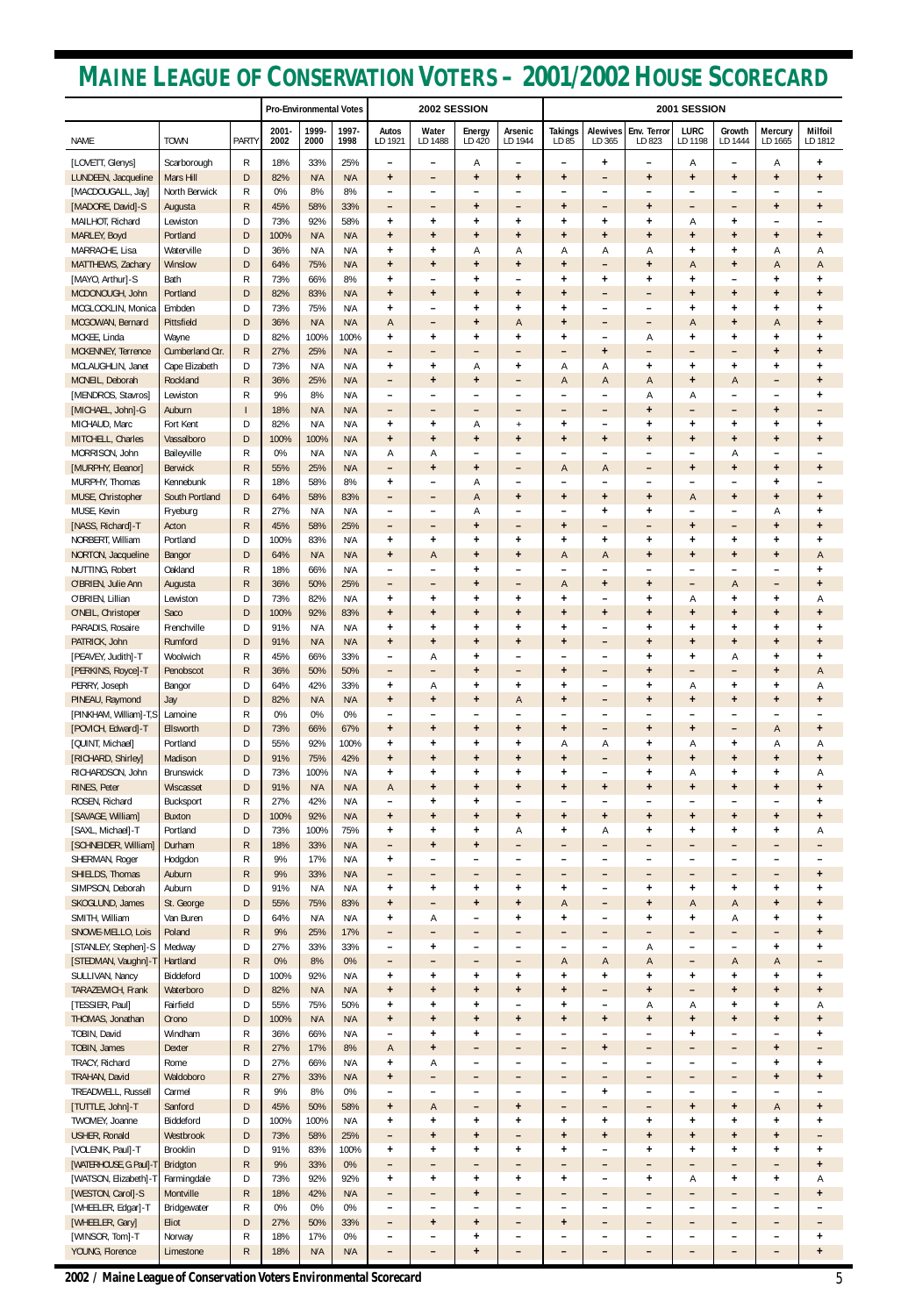# MAINE LEAGUE OF CONSERVATION VOTERS – 2001/2002 HOUSE SCORECARD

| | | | Pro-Environmental Votes | | | 2002 SESSION | | | | 2001 SESSION | | | | | | | |
|---|---|---|---|---|---|---|---|---|---|---|---|---|---|---|---|---|---|
| NAME | TOWN | PARTY | 2001-2002 | 1999-2000 | 1997-1998 | Autos LD 1921 | Water LD 1488 | Energy LD 420 | Arsenic LD 1944 | Takings LD 85 | Alewives LD 365 | Env. Terror LD 823 | LURC LD 1198 | Growth LD 1444 | Mercury LD 1665 | Milfoil LD 1812 |
| [LOVETT, Glenys] | Scarborough | R | 18% | 33% | 25% | – | – | A | – | – | + | – | A | – | A | + |
| LUNDEEN, Jacqueline | Mars Hill | D | 82% | N/A | N/A | + | – | + | + | + | – | + | + | + | + | + |
| [MACDOUGALL, Jay] | North Berwick | R | 0% | 8% | 8% | – | – | – | – | – | – | – | – | – | – | – |
| [MADORE, David]-S | Augusta | R | 45% | 58% | 33% | – | – | + | – | + | – | + | – | – | + | + |
| MAILHOT, Richard | Lewiston | D | 73% | 92% | 58% | + | + | + | + | + | + | + | A | + | – | – |
| MARLEY, Boyd | Portland | D | 100% | N/A | N/A | + | + | + | + | + | + | + | + | + | + | + |
| MARRACHE, Lisa | Waterville | D | 36% | N/A | N/A | + | + | A | A | A | A | A | + | + | A | A |
| MATTHEWS, Zachary | Winslow | D | 64% | 75% | N/A | + | + | + | + | + | – | + | A | + | A | A |
| [MAYO, Arthur]-S | Bath | R | 73% | 66% | 8% | + | – | + | – | + | + | + | + | – | + | + |
| MCDONOUGH, John | Portland | D | 82% | 83% | N/A | + | + | + | + | + | – | – | + | + | + | + |
| MCGLOCKLIN, Monica | Embden | D | 73% | 75% | N/A | + | – | + | + | + | – | – | + | + | + | + |
| MCGOWAN, Bernard | Pittsfield | D | 36% | N/A | N/A | A | – | + | A | + | – | – | A | + | A | + |
| MCKEE, Linda | Wayne | D | 82% | 100% | 100% | + | + | + | + | + | – | A | + | + | + | + |
| MCKENNEY, Terrence | Cumberland Ctr. | R | 27% | 25% | N/A | – | – | – | – | – | + | – | – | – | + | + |
| MCLAUGHLIN, Janet | Cape Elizabeth | D | 73% | N/A | N/A | + | + | A | + | A | A | + | + | + | + | + |
| MCNEIL, Deborah | Rockland | R | 36% | 25% | N/A | – | + | + | – | A | A | A | + | A | – | + |
| [MENDROS, Stavros] | Lewiston | R | 9% | 8% | N/A | – | – | – | – | – | – | A | A | – | – | + |
| [MICHAEL, John]-G | Auburn | I | 18% | N/A | N/A | – | – | – | – | – | – | + | – | – | + | – |
| MICHAUD, Marc | Fort Kent | D | 82% | N/A | N/A | + | + | A | + | + | – | + | + | + | + | + |
| MITCHELL, Charles | Vassalboro | D | 100% | 100% | N/A | + | + | + | + | + | + | + | + | + | + | + |
| MORRISON, John | Baileyville | R | 0% | N/A | N/A | A | A | – | – | – | – | – | – | A | – | – |
| [MURPHY, Eleanor] | Berwick | R | 55% | 25% | N/A | – | + | + | – | A | A | – | + | + | + | + |
| MURPHY, Thomas | Kennebunk | R | 18% | 58% | 8% | + | – | A | – | – | – | – | – | – | + | – |
| MUSE, Christopher | South Portland | D | 64% | 58% | 83% | – | – | A | + | + | + | + | A | + | + | + |
| MUSE, Kevin | Fryeburg | R | 27% | N/A | N/A | – | – | A | – | – | + | + | – | – | A | + |
| [NASS, Richard]-T | Acton | R | 45% | 58% | 25% | – | – | + | – | + | – | – | + | – | + | + |
| NORBERT, William | Portland | D | 100% | 83% | N/A | + | + | + | + | + | + | + | + | + | + | + |
| NORTON, Jacqueline | Bangor | D | 64% | N/A | N/A | + | A | + | + | A | A | + | + | + | + | A |
| NUTTING, Robert | Oakland | R | 18% | 66% | N/A | – | – | + | – | – | – | – | – | – | – | + |
| O'BRIEN, Julie Ann | Augusta | R | 36% | 50% | 25% | – | – | + | – | A | + | + | – | A | – | + |
| O'BRIEN, Lillian | Lewiston | D | 73% | 82% | N/A | + | + | + | + | + | – | + | A | + | + | A |
| O'NEIL, Christoper | Saco | D | 100% | 92% | 83% | + | + | + | + | + | + | + | + | + | + | + |
| PARADIS, Rosaire | Frenchville | D | 91% | N/A | N/A | + | + | + | + | + | – | + | + | + | + | + |
| PATRICK, John | Rumford | D | 91% | N/A | N/A | + | + | + | + | + | – | + | + | + | + | + |
| [PEAVEY, Judith]-T | Woolwich | R | 45% | 66% | 33% | – | A | + | – | – | – | + | + | A | + | + |
| [PERKINS, Royce]-T | Penobscot | R | 36% | 50% | 50% | – | – | + | – | + | – | + | – | – | + | A |
| PERRY, Joseph | Bangor | D | 64% | 42% | 33% | + | A | + | + | + | – | + | A | + | + | A |
| PINEAU, Raymond | Jay | D | 82% | N/A | N/A | + | + | + | A | + | – | + | + | + | + | + |
| [PINKHAM, William]-T,S | Lamoine | R | 0% | 0% | 0% | – | – | – | – | – | – | – | – | – | – | – |
| [POVICH, Edward]-T | Ellsworth | D | 73% | 66% | 67% | + | + | + | + | + | – | + | + | – | A | + |
| [QUINT, Michael] | Portland | D | 55% | 92% | 100% | + | + | + | + | A | A | + | A | + | A | A |
| [RICHARD, Shirley] | Madison | D | 91% | 75% | 42% | + | + | + | + | + | – | + | + | + | + | + |
| RICHARDSON, John | Brunswick | D | 73% | 100% | N/A | + | + | + | + | + | – | + | A | + | + | A |
| RINES, Peter | Wiscasset | D | 91% | N/A | N/A | A | + | + | + | + | + | + | + | + | + | + |
| ROSEN, Richard | Bucksport | R | 27% | 42% | N/A | – | + | + | – | – | – | – | – | – | – | + |
| [SAVAGE, William] | Buxton | D | 100% | 92% | N/A | + | + | + | + | + | + | + | + | + | + | + |
| [SAXL, Michael]-T | Portland | D | 73% | 100% | 75% | + | + | + | A | + | A | + | + | + | + | A |
| [SCHNEIDER, William] | Durham | R | 18% | 33% | N/A | – | + | + | – | – | – | – | – | – | – | – |
| SHERMAN, Roger | Hodgdon | R | 9% | 17% | N/A | + | – | – | – | – | – | – | – | – | – | – |
| SHIELDS, Thomas | Auburn | R | 9% | 33% | N/A | – | – | – | – | – | – | – | – | – | – | + |
| SIMPSON, Deborah | Auburn | D | 91% | N/A | N/A | + | + | + | + | + | – | + | + | + | + | + |
| SKOGLUND, James | St. George | D | 55% | 75% | 83% | + | – | + | + | A | – | + | A | A | + | + |
| SMITH, William | Van Buren | D | 64% | N/A | N/A | + | A | – | + | + | – | + | + | A | + | + |
| SNOWE-MELLO, Lois | Poland | R | 9% | 25% | 17% | – | – | – | – | – | – | – | – | – | – | + |
| [STANLEY, Stephen]-S | Medway | D | 27% | 33% | 33% | – | + | – | – | – | – | A | – | – | + | + |
| [STEDMAN, Vaughn]-T | Hartland | R | 0% | 8% | 0% | – | – | – | – | A | A | A | – | A | A | – |
| SULLIVAN, Nancy | Biddeford | D | 100% | 92% | N/A | + | + | + | + | + | + | + | + | + | + | + |
| TARAZEWICH, Frank | Waterboro | D | 82% | N/A | N/A | + | + | + | + | + | – | + | – | + | + | + |
| [TESSIER, Paul] | Fairfield | D | 55% | 75% | 50% | + | + | + | – | + | – | A | A | + | + | A |
| THOMAS, Jonathan | Orono | D | 100% | N/A | N/A | + | + | + | + | + | + | + | + | + | + | + |
| TOBIN, David | Windham | R | 36% | 66% | N/A | – | + | + | – | – | – | – | + | – | – | + |
| TOBIN, James | Dexter | R | 27% | 17% | 8% | A | + | – | – | – | + | – | – | – | + | – |
| TRACY, Richard | Rome | D | 27% | 66% | N/A | + | A | – | – | – | – | – | – | – | + | + |
| TRAHAN, David | Waldoboro | R | 27% | 33% | N/A | + | – | – | – | – | – | – | – | – | + | + |
| TREADWELL, Russell | Carmel | R | 9% | 8% | 0% | – | – | – | – | – | + | – | – | – | – | – |
| [TUTTLE, John]-T | Sanford | D | 45% | 50% | 58% | + | A | – | + | – | – | – | + | + | A | + |
| TWOMEY, Joanne | Biddeford | D | 100% | 100% | N/A | + | + | + | + | + | + | + | + | + | + | + |
| USHER, Ronald | Westbrook | D | 73% | 58% | 25% | – | + | + | – | + | + | + | + | + | + | – |
| [VOLENIK, Paul]-T | Brooklin | D | 91% | 83% | 100% | + | + | + | + | + | – | + | + | + | + | + |
| [WATERHOUSE, G. Paul]-T | Bridgton | R | 9% | 33% | 0% | – | – | – | – | – | – | – | – | – | – | + |
| [WATSON, Elizabeth]-T | Farmingdale | D | 73% | 92% | 92% | + | + | + | + | + | – | + | A | + | + | A |
| [WESTON, Carol]-S | Montville | R | 18% | 42% | N/A | – | – | + | – | – | – | – | – | – | – | + |
| [WHEELER, Edgar]-T | Bridgewater | R | 0% | 0% | 0% | – | – | – | – | – | – | – | – | – | – | – |
| [WHEELER, Gary] | Eliot | D | 27% | 50% | 33% | – | + | + | – | + | – | – | – | – | – | – |
| [WINSOR, Tom]-T | Norway | R | 18% | 17% | 0% | – | – | + | – | – | – | – | – | – | – | + |
| YOUNG, Florence | Limestone | R | 18% | N/A | N/A | – | – | + | – | – | – | – | – | – | – | + |

2002 / Maine League of Conservation Voters Environmental Scorecard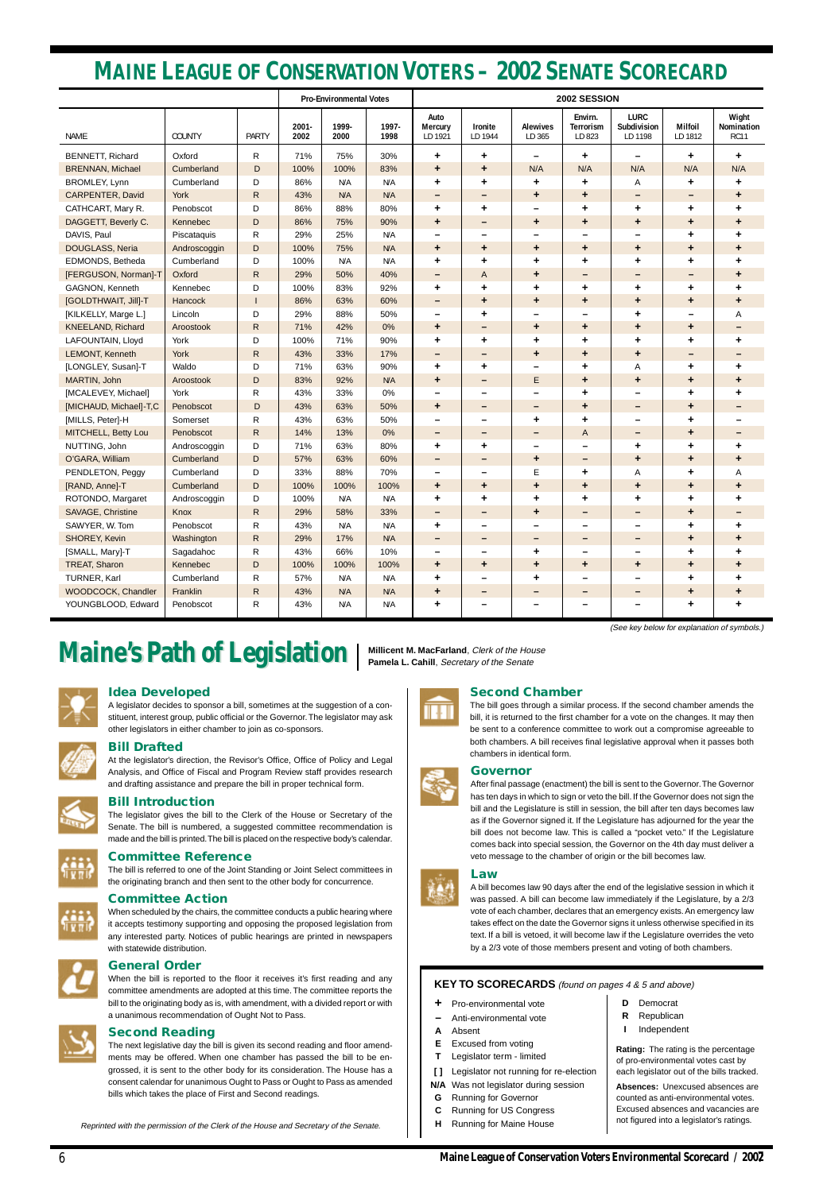# MAINE LEAGUE OF CONSERVATION VOTERS – 2002 SENATE SCORECARD

| | | | Pro-Environmental Votes | | | 2002 SESSION | | | | | | |
|---|---|---|---|---|---|---|---|---|---|---|---|---|
| NAME | COUNTY | PARTY | 2001-2002 | 1999-2000 | 1997-1998 | Auto Mercury LD 1921 | Ironite LD 1944 | Alewives LD 365 | Envirn. Terrorism LD 823 | LURC Subdivision LD 1198 | Milfoil LD 1812 | Wight Nomination RC11 |
| BENNETT, Richard | Oxford | R | 71% | 75% | 30% | + | + | – | + | – | + | + |
| BRENNAN, Michael | Cumberland | D | 100% | 100% | 83% | + | + | N/A | N/A | N/A | N/A | N/A |
| BROMLEY, Lynn | Cumberland | D | 86% | N/A | N/A | + | + | + | + | A | + | + |
| CARPENTER, David | York | R | 43% | N/A | N/A | – | – | + | + | – | – | + |
| CATHCART, Mary R. | Penobscot | D | 86% | 88% | 80% | + | + | – | + | + | + | + |
| DAGGETT, Beverly C. | Kennebec | D | 86% | 75% | 90% | + | – | + | + | + | + | + |
| DAVIS, Paul | Piscataquis | R | 29% | 25% | N/A | – | – | – | – | – | + | + |
| DOUGLASS, Neria | Androscoggin | D | 100% | 75% | N/A | + | + | + | + | + | + | + |
| EDMONDS, Betheda | Cumberland | D | 100% | N/A | N/A | + | + | + | + | + | + | + |
| [FERGUSON, Norman]-T | Oxford | R | 29% | 50% | 40% | – | A | + | – | – | – | + |
| GAGNON, Kenneth | Kennebec | D | 100% | 83% | 92% | + | + | + | + | + | + | + |
| [GOLDTHWAIT, Jill]-T | Hancock | I | 86% | 63% | 60% | – | + | + | + | + | + | + |
| [KILKELLY, Marge L.] | Lincoln | D | 29% | 88% | 50% | – | + | – | – | + | – | A |
| KNEELAND, Richard | Aroostook | R | 71% | 42% | 0% | + | – | + | + | + | + | – |
| LAFOUNTAIN, Lloyd | York | D | 100% | 71% | 90% | + | + | + | + | + | + | + |
| LEMONT, Kenneth | York | R | 43% | 33% | 17% | – | – | + | + | + | – | – |
| [LONGLEY, Susan]-T | Waldo | D | 71% | 63% | 90% | + | + | – | + | A | + | + |
| MARTIN, John | Aroostook | D | 83% | 92% | N/A | + | – | E | + | + | + | + |
| [MCALEVEY, Michael] | York | R | 43% | 33% | 0% | – | – | – | + | – | + | + |
| [MICHAUD, Michael]-T,C | Penobscot | D | 43% | 63% | 50% | + | – | – | + | – | + | – |
| [MILLS, Peter]-H | Somerset | R | 43% | 63% | 50% | – | – | + | + | – | + | – |
| MITCHELL, Betty Lou | Penobscot | R | 14% | 13% | 0% | – | – | – | A | – | + | – |
| NUTTING, John | Androscoggin | D | 71% | 63% | 80% | + | + | – | – | + | + | + |
| O'GARA, William | Cumberland | D | 57% | 63% | 60% | – | – | + | – | + | + | + |
| PENDLETON, Peggy | Cumberland | D | 33% | 88% | 70% | – | – | E | + | A | + | A |
| [RAND, Anne]-T | Cumberland | D | 100% | 100% | 100% | + | + | + | + | + | + | + |
| ROTONDO, Margaret | Androscoggin | D | 100% | N/A | N/A | + | + | + | + | + | + | + |
| SAVAGE, Christine | Knox | R | 29% | 58% | 33% | – | – | + | – | – | + | – |
| SAWYER, W. Tom | Penobscot | R | 43% | N/A | N/A | + | – | – | – | – | + | + |
| SHOREY, Kevin | Washington | R | 29% | 17% | N/A | – | – | – | – | – | + | + |
| [SMALL, Mary]-T | Sagadahoc | R | 43% | 66% | 10% | – | – | + | – | – | + | + |
| TREAT, Sharon | Kennebec | D | 100% | 100% | 100% | + | + | + | + | + | + | + |
| TURNER, Karl | Cumberland | R | 57% | N/A | N/A | + | – | + | – | – | + | + |
| WOODCOCK, Chandler | Franklin | R | 43% | N/A | N/A | + | – | – | – | – | + | + |
| YOUNGBLOOD, Edward | Penobscot | R | 43% | N/A | N/A | + | – | – | – | – | + | + |

*(See key below for explanation of symbols.)*

# Maine's Path of Legislation

**Millicent M. MacFarland**, *Clerk of the House*
**Pamela L. Cahill**, *Secretary of the Senate*

### Idea Developed

A legislator decides to sponsor a bill, sometimes at the suggestion of a constituent, interest group, public official or the Governor. The legislator may ask other legislators in either chamber to join as co-sponsors.

### Bill Drafted

At the legislator's direction, the Revisor's Office, Office of Policy and Legal Analysis, and Office of Fiscal and Program Review staff provides research and drafting assistance and prepare the bill in proper technical form.

### Bill Introduction

The legislator gives the bill to the Clerk of the House or Secretary of the Senate. The bill is numbered, a suggested committee recommendation is made and the bill is printed. The bill is placed on the respective body's calendar.

### Committee Reference

The bill is referred to one of the Joint Standing or Joint Select committees in the originating branch and then sent to the other body for concurrence.

### Committee Action

When scheduled by the chairs, the committee conducts a public hearing where it accepts testimony supporting and opposing the proposed legislation from any interested party. Notices of public hearings are printed in newspapers with statewide distribution.

### General Order

When the bill is reported to the floor it receives it's first reading and any committee amendments are adopted at this time. The committee reports the bill to the originating body as is, with amendment, with a divided report or with a unanimous recommendation of Ought Not to Pass.

### Second Reading

The next legislative day the bill is given its second reading and floor amendments may be offered. When one chamber has passed the bill to be engrossed, it is sent to the other body for its consideration. The House has a consent calendar for unanimous Ought to Pass or Ought to Pass as amended bills which takes the place of First and Second readings.

### Second Chamber

The bill goes through a similar process. If the second chamber amends the bill, it is returned to the first chamber for a vote on the changes. It may then be sent to a conference committee to work out a compromise agreeable to both chambers. A bill receives final legislative approval when it passes both chambers in identical form.

### Governor

After final passage (enactment) the bill is sent to the Governor. The Governor has ten days in which to sign or veto the bill. If the Governor does not sign the bill and the Legislature is still in session, the bill after ten days becomes law as if the Governor signed it. If the Legislature has adjourned for the year the bill does not become law. This is called a "pocket veto." If the Legislature comes back into special session, the Governor on the 4th day must deliver a veto message to the chamber of origin or the bill becomes law.

### Law

A bill becomes law 90 days after the end of the legislative session in which it was passed. A bill can become law immediately if the Legislature, by a 2/3 vote of each chamber, declares that an emergency exists. An emergency law takes effect on the date the Governor signs it unless otherwise specified in its text. If a bill is vetoed, it will become law if the Legislature overrides the veto by a 2/3 vote of those members present and voting of both chambers.

*Reprinted with the permission of the Clerk of the House and Secretary of the Senate.*

### KEY TO SCORECARDS *(found on pages 4 & 5 and above)*

- **+** Pro-environmental vote
- **–** Anti-environmental vote
- **A** Absent
- **E** Excused from voting
- **T** Legislator term - limited
- **[ ]** Legislator not running for re-election
- **N/A** Was not legislator during session
- **G** Running for Governor
- **C** Running for US Congress
- **H** Running for Maine House

- **D** Democrat
- **R** Republican
- **I** Independent

**Rating:** The rating is the percentage of pro-environmental votes cast by each legislator out of the bills tracked.

**Absences:** Unexcused absences are counted as anti-environmental votes. Excused absences and vacancies are not figured into a legislator's ratings.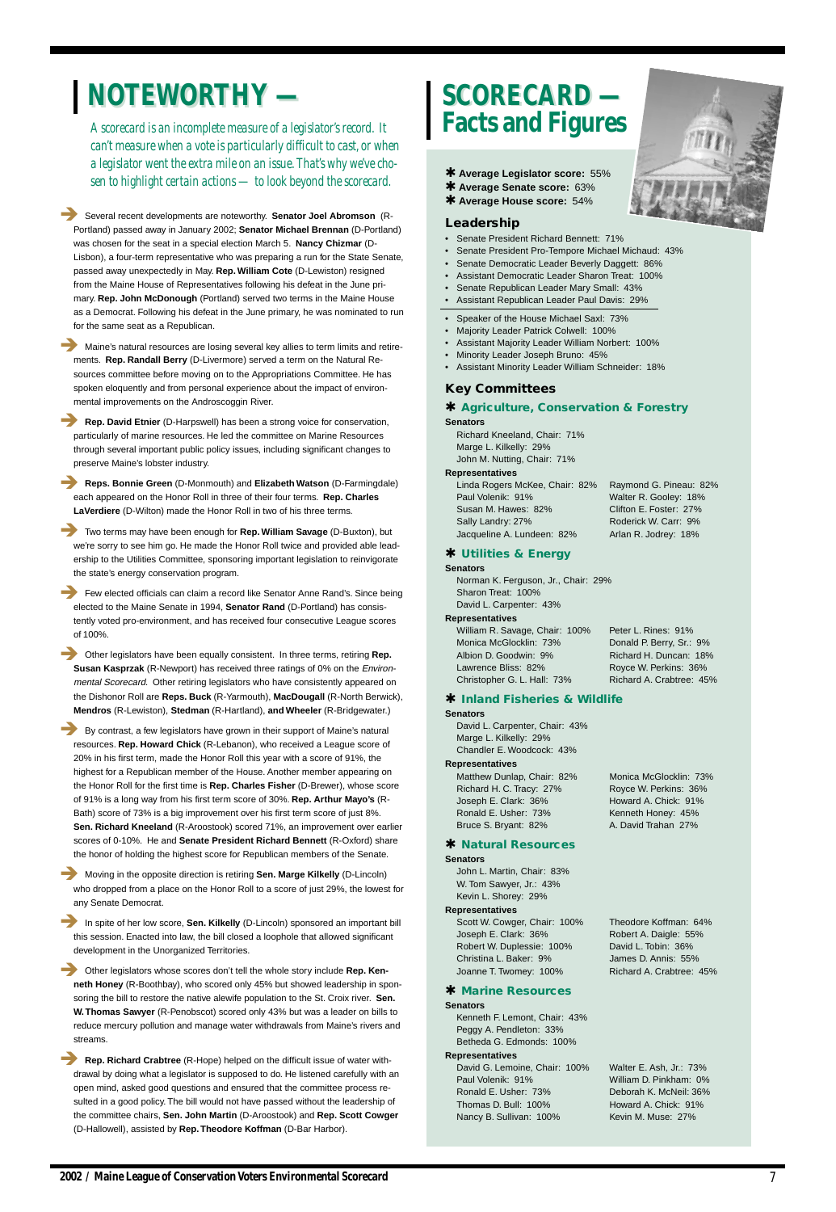# NOTEWORTHY —

*A scorecard is an incomplete measure of a legislator's record. It can't measure when a vote is particularly difficult to cast, or when a legislator went the extra mile on an issue. That's why we've chosen to highlight certain actions — to look beyond the scorecard.*

➔ Several recent developments are noteworthy. **Senator Joel Abromson** (R-Portland) passed away in January 2002; **Senator Michael Brennan** (D-Portland) was chosen for the seat in a special election March 5. **Nancy Chizmar** (D-Lisbon), a four-term representative who was preparing a run for the State Senate, passed away unexpectedly in May. **Rep. William Cote** (D-Lewiston) resigned from the Maine House of Representatives following his defeat in the June primary. **Rep. John McDonough** (Portland) served two terms in the Maine House as a Democrat. Following his defeat in the June primary, he was nominated to run for the same seat as a Republican.

➔ Maine's natural resources are losing several key allies to term limits and retirements. **Rep. Randall Berry** (D-Livermore) served a term on the Natural Resources committee before moving on to the Appropriations Committee. He has spoken eloquently and from personal experience about the impact of environmental improvements on the Androscoggin River.

➔ **Rep. David Etnier** (D-Harpswell) has been a strong voice for conservation, particularly of marine resources. He led the committee on Marine Resources through several important public policy issues, including significant changes to preserve Maine's lobster industry.

➔ **Reps. Bonnie Green** (D-Monmouth) and **Elizabeth Watson** (D-Farmingdale) each appeared on the Honor Roll in three of their four terms. **Rep. Charles LaVerdiere** (D-Wilton) made the Honor Roll in two of his three terms.

➔ Two terms may have been enough for **Rep. William Savage** (D-Buxton), but we're sorry to see him go. He made the Honor Roll twice and provided able leadership to the Utilities Committee, sponsoring important legislation to reinvigorate the state's energy conservation program.

➔ Few elected officials can claim a record like Senator Anne Rand's. Since being elected to the Maine Senate in 1994, **Senator Rand** (D-Portland) has consistently voted pro-environment, and has received four consecutive League scores of 100%.

➔ Other legislators have been equally consistent. In three terms, retiring **Rep. Susan Kasprzak** (R-Newport) has received three ratings of 0% on the *Environmental Scorecard.* Other retiring legislators who have consistently appeared on the Dishonor Roll are **Reps. Buck** (R-Yarmouth), **MacDougall** (R-North Berwick), **Mendros** (R-Lewiston), **Stedman** (R-Hartland), **and Wheeler** (R-Bridgewater.)

➔ By contrast, a few legislators have grown in their support of Maine's natural resources. **Rep. Howard Chick** (R-Lebanon), who received a League score of 20% in his first term, made the Honor Roll this year with a score of 91%, the highest for a Republican member of the House. Another member appearing on the Honor Roll for the first time is **Rep. Charles Fisher** (D-Brewer), whose score of 91% is a long way from his first term score of 30%. **Rep. Arthur Mayo's** (R-Bath) score of 73% is a big improvement over his first term score of just 8%. **Sen. Richard Kneeland** (R-Aroostook) scored 71%, an improvement over earlier scores of 0-10%. He and **Senate President Richard Bennett** (R-Oxford) share the honor of holding the highest score for Republican members of the Senate.

➔ Moving in the opposite direction is retiring **Sen. Marge Kilkelly** (D-Lincoln) who dropped from a place on the Honor Roll to a score of just 29%, the lowest for any Senate Democrat.

➔ In spite of her low score, **Sen. Kilkelly** (D-Lincoln) sponsored an important bill this session. Enacted into law, the bill closed a loophole that allowed significant development in the Unorganized Territories.

➔ Other legislators whose scores don't tell the whole story include **Rep. Kenneth Honey** (R-Boothbay), who scored only 45% but showed leadership in sponsoring the bill to restore the native alewife population to the St. Croix river. **Sen. W. Thomas Sawyer** (R-Penobscot) scored only 43% but was a leader on bills to reduce mercury pollution and manage water withdrawals from Maine's rivers and streams.

➔ **Rep. Richard Crabtree** (R-Hope) helped on the difficult issue of water withdrawal by doing what a legislator is supposed to do. He listened carefully with an open mind, asked good questions and ensured that the committee process resulted in a good policy. The bill would not have passed without the leadership of the committee chairs, **Sen. John Martin** (D-Aroostook) and **Rep. Scott Cowger** (D-Hallowell), assisted by **Rep. Theodore Koffman** (D-Bar Harbor).

# SCORECARD — Facts and Figures

- ✱ **Average Legislator score:** 55%
- ✱ **Average Senate score:** 63%
- ✱ **Average House score:** 54%

## Leadership

- Senate President Richard Bennett: 71%
- Senate President Pro-Tempore Michael Michaud: 43%
- Senate Democratic Leader Beverly Daggett: 86%
- Assistant Democratic Leader Sharon Treat: 100%
- Senate Republican Leader Mary Small: 43%
- Assistant Republican Leader Paul Davis: 29%

- Speaker of the House Michael Saxl: 73%
- Majority Leader Patrick Colwell: 100%
- Assistant Majority Leader William Norbert: 100%
- Minority Leader Joseph Bruno: 45%
- Assistant Minority Leader William Schneider: 18%

## Key Committees

### ✱ Agriculture, Conservation & Forestry

**Senators**

- Richard Kneeland, Chair: 71%
- Marge L. Kilkelly: 29%
- John M. Nutting, Chair: 71%

**Representatives**

- Linda Rogers McKee, Chair: 82%
- Paul Volenik: 91%
- Susan M. Hawes: 82%
- Sally Landry: 27%
- Jacqueline A. Lundeen: 82%
- Raymond G. Pineau: 82%
- Walter R. Gooley: 18%
- Clifton E. Foster: 27%
- Roderick W. Carr: 9%
- Arlan R. Jodrey: 18%

### ✱ Utilities & Energy

**Senators**

- Norman K. Ferguson, Jr., Chair: 29%
- Sharon Treat: 100%
- David L. Carpenter: 43%

**Representatives**

- William R. Savage, Chair: 100%
- Monica McGlocklin: 73%
- Albion D. Goodwin: 9%
- Lawrence Bliss: 82%
- Christopher G. L. Hall: 73%
- Peter L. Rines: 91%
- Donald P. Berry, Sr.: 9%
- Richard H. Duncan: 18%
- Royce W. Perkins: 36%
- Richard A. Crabtree: 45%

### ✱ Inland Fisheries & Wildlife

**Senators**

- David L. Carpenter, Chair: 43%
- Marge L. Kilkelly: 29%
- Chandler E. Woodcock: 43%

**Representatives**

- Matthew Dunlap, Chair: 82%
- Richard H. C. Tracy: 27%
- Joseph E. Clark: 36%
- Ronald E. Usher: 73%
- Bruce S. Bryant: 82%
- Monica McGlocklin: 73%
- Royce W. Perkins: 36%
- Howard A. Chick: 91%
- Kenneth Honey: 45%
- A. David Trahan 27%

### ✱ Natural Resources

**Senators**

- John L. Martin, Chair: 83%
- W. Tom Sawyer, Jr.: 43%
- Kevin L. Shorey: 29%

**Representatives**

- Scott W. Cowger, Chair: 100%
- Joseph E. Clark: 36%
- Robert W. Duplessie: 100%
- Christina L. Baker: 9%
- Joanne T. Twomey: 100%
- Theodore Koffman: 64%
- Robert A. Daigle: 55%
- David L. Tobin: 36%
- James D. Annis: 55%
- Richard A. Crabtree: 45%

### ✱ Marine Resources

**Senators**

- Kenneth F. Lemont, Chair: 43%
- Peggy A. Pendleton: 33%
- Betheda G. Edmonds: 100%

**Representatives**

- David G. Lemoine, Chair: 100%
- Paul Volenik: 91%
- Ronald E. Usher: 73%
- Thomas D. Bull: 100%
- Nancy B. Sullivan: 100%
- Walter E. Ash, Jr.: 73%
- William D. Pinkham: 0%
- Deborah K. McNeil: 36%
- Howard A. Chick: 91%
- Kevin M. Muse: 27%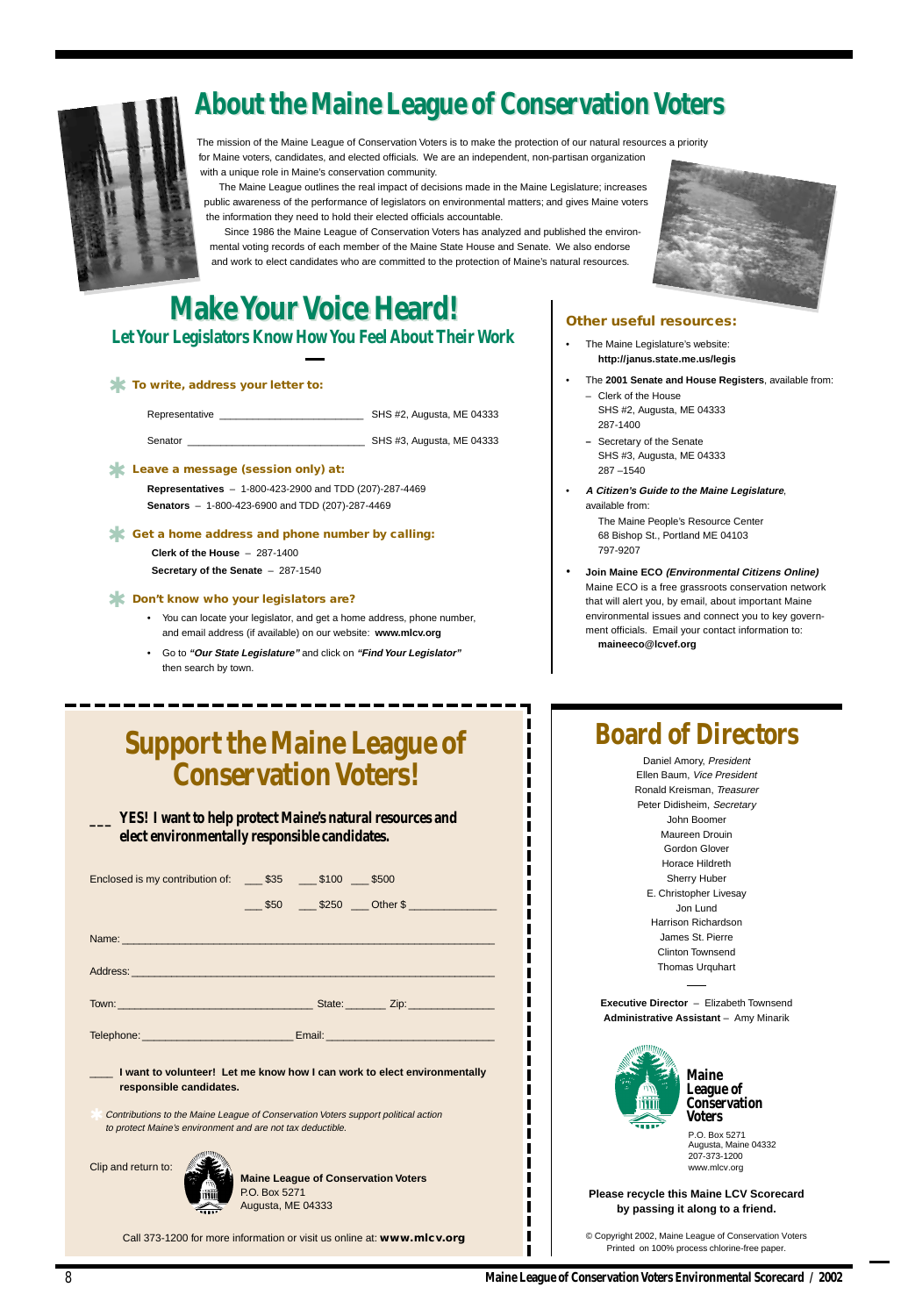# About the Maine League of Conservation Voters

The mission of the Maine League of Conservation Voters is to make the protection of our natural resources a priority for Maine voters, candidates, and elected officials. We are an independent, non-partisan organization with a unique role in Maine's conservation community.

The Maine League outlines the real impact of decisions made in the Maine Legislature; increases public awareness of the performance of legislators on environmental matters; and gives Maine voters the information they need to hold their elected officials accountable.

Since 1986 the Maine League of Conservation Voters has analyzed and published the environmental voting records of each member of the Maine State House and Senate. We also endorse and work to elect candidates who are committed to the protection of Maine's natural resources.

# Make Your Voice Heard!

## Let Your Legislators Know How You Feel About Their Work

### To write, address your letter to:

Representative ________________________ SHS #2, Augusta, ME 04333

Senator ____________________________ SHS #3, Augusta, ME 04333

### Leave a message (session only) at:

**Representatives** – 1-800-423-2900 and TDD (207)-287-4469
**Senators** – 1-800-423-6900 and TDD (207)-287-4469

### Get a home address and phone number by calling:

**Clerk of the House** – 287-1400
**Secretary of the Senate** – 287-1540

### Don't know who your legislators are?

- You can locate your legislator, and get a home address, phone number, and email address (if available) on our website: **www.mlcv.org**
- Go to ***"Our State Legislature"*** and click on ***"Find Your Legislator"*** then search by town.

### Other useful resources:

- The Maine Legislature's website: **http://janus.state.me.us/legis**
- The **2001 Senate and House Registers**, available from:
  - Clerk of the House
    SHS #2, Augusta, ME 04333
    287-1400
  - Secretary of the Senate
    SHS #3, Augusta, ME 04333
    287 –1540
- ***A Citizen's Guide to the Maine Legislature***, available from:
  The Maine People's Resource Center
  68 Bishop St., Portland ME 04103
  797-9207
- **Join Maine ECO *(Environmental Citizens Online)*** Maine ECO is a free grassroots conservation network that will alert you, by email, about important Maine environmental issues and connect you to key government officials. Email your contact information to: **maineeco@lcvef.org**

# Support the Maine League of Conservation Voters!

___ **YES! I want to help protect Maine's natural resources and elect environmentally responsible candidates.**

Enclosed is my contribution of: ___ $35 ___ $100 ___ $500 ___ $50 ___ $250 ___ Other $ ____________

Name: ____________________________________________

Address: __________________________________________

Town: ________________________ State: ______ Zip: ____________

Telephone: ____________________ Email: ______________________

___ **I want to volunteer! Let me know how I can work to elect environmentally responsible candidates.**

*Contributions to the Maine League of Conservation Voters support political action to protect Maine's environment and are not tax deductible.*

Clip and return to:
**Maine League of Conservation Voters**
P.O. Box 5271
Augusta, ME 04333

Call 373-1200 for more information or visit us online at: **www.mlcv.org**

# Board of Directors

Daniel Amory, *President*
Ellen Baum, *Vice President*
Ronald Kreisman, *Treasurer*
Peter Didisheim, *Secretary*
John Boomer
Maureen Drouin
Gordon Glover
Horace Hildreth
Sherry Huber
E. Christopher Livesay
Jon Lund
Harrison Richardson
James St. Pierre
Clinton Townsend
Thomas Urquhart

**Executive Director** – Elizabeth Townsend
**Administrative Assistant** – Amy Minarik

**Maine League of Conservation Voters**
P.O. Box 5271
Augusta, Maine 04332
207-373-1200
www.mlcv.org

**Please recycle this Maine LCV Scorecard by passing it along to a friend.**

© Copyright 2002, Maine League of Conservation Voters
Printed on 100% process chlorine-free paper.